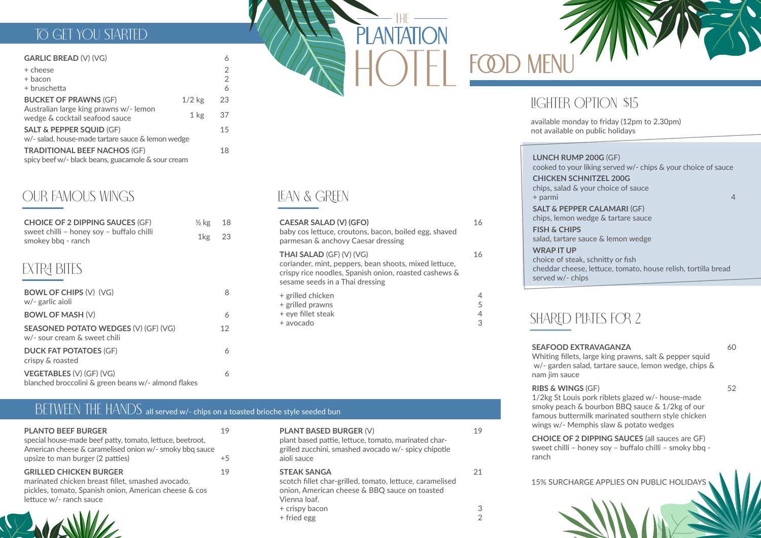# THE PLANTATION HOTEL

# FOOD MENU

## TO GET YOU STARTED

**GARLIC BREAD** (V) (VG) — 6
- + cheese — 2
- + bacon — 2
- + bruschetta — 6

**BUCKET OF PRAWNS** (GF) — 1/2 kg 23 / 1 kg 37
Australian large king prawns w/- lemon wedge & cocktail seafood sauce

**SALT & PEPPER SQUID** (GF) — 15
w/- salad, house-made tartare sauce & lemon wedge

**TRADITIONAL BEEF NACHOS** (GF) — 18
spicy beef w/- black beans, guacamole & sour cream

## OUR FAMOUS WINGS

**CHOICE OF 2 DIPPING SAUCES** (GF) — ½ kg 18 / 1kg 23
sweet chilli – honey soy – buffalo chilli smokey bbq - ranch

## EXTRA BITES

**BOWL OF CHIPS** (V) (VG) — 8
w/- garlic aioli

**BOWL OF MASH** (V) — 6

**SEASONED POTATO WEDGES** (V) (GF) (VG) — 12
w/- sour cream & sweet chili

**DUCK FAT POTATOES** (GF) — 6
crispy & roasted

**VEGETABLES** (V) (GF) (VG) — 6
blanched broccolini & green beans w/- almond flakes

## LEAN & GREEN

**CAESAR SALAD (V) (GFO)** — 16
baby cos lettuce, croutons, bacon, boiled egg, shaved parmesan & anchovy Caesar dressing

**THAI SALAD** (GF) (V) (VG) — 16
coriander, mint, peppers, bean shoots, mixed lettuce, crispy rice noodles, Spanish onion, roasted cashews & sesame seeds in a Thai dressing

- + grilled chicken — 4
- + grilled prawns — 5
- + eye fillet steak — 4
- + avocado — 3

## BETWEEN THE HANDS all served w/- chips on a toasted brioche style seeded bun

**PLANTO BEEF BURGER** — 19
special house-made beef patty, tomato, lettuce, beetroot, American cheese & caramelised onion w/- smoky bbq sauce
upsize to man burger (2 patties) — +5

**GRILLED CHICKEN BURGER** — 19
marinated chicken breast fillet, smashed avocado, pickles, tomato, Spanish onion, American cheese & cos lettuce w/- ranch sauce

**PLANT BASED BURGER** (V) — 19
plant based pattie, lettuce, tomato, marinated char-grilled zucchini, smashed avocado w/- spicy chipotle aioli sauce

**STEAK SANGA** — 21
scotch fillet char-grilled, tomato, lettuce, caramelised onion, American cheese & BBQ sauce on toasted Vienna loaf.
- + crispy bacon — 3
- + fried egg — 2

## LIGHTER OPTION $15

available monday to friday (12pm to 2.30pm)
not available on public holidays

**LUNCH RUMP 200G** (GF)
cooked to your liking served w/- chips & your choice of sauce

**CHICKEN SCHNITZEL 200G**
chips, salad & your choice of sauce
+ parmi — 4

**SALT & PEPPER CALAMARI** (GF)
chips, lemon wedge & tartare sauce

**FISH & CHIPS**
salad, tartare sauce & lemon wedge

**WRAP IT UP**
choice of steak, schnitty or fish
cheddar cheese, lettuce, tomato, house relish, tortilla bread served w/- chips

## SHARED PLATES FOR 2

**SEAFOOD EXTRAVAGANZA** — 60
Whiting fillets, large king prawns, salt & pepper squid w/- garden salad, tartare sauce, lemon wedge, chips & nam jim sauce

**RIBS & WINGS** (GF) — 52
1/2kg St Louis pork riblets glazed w/- house-made smoky peach & bourbon BBQ sauce & 1/2kg of our famous buttermilk marinated southern style chicken wings w/- Memphis slaw & potato wedges

**CHOICE OF 2 DIPPING SAUCES** (all sauces are GF)
sweet chilli – honey soy – buffalo chilli – smoky bbq - ranch

15% SURCHARGE APPLIES ON PUBLIC HOLIDAYS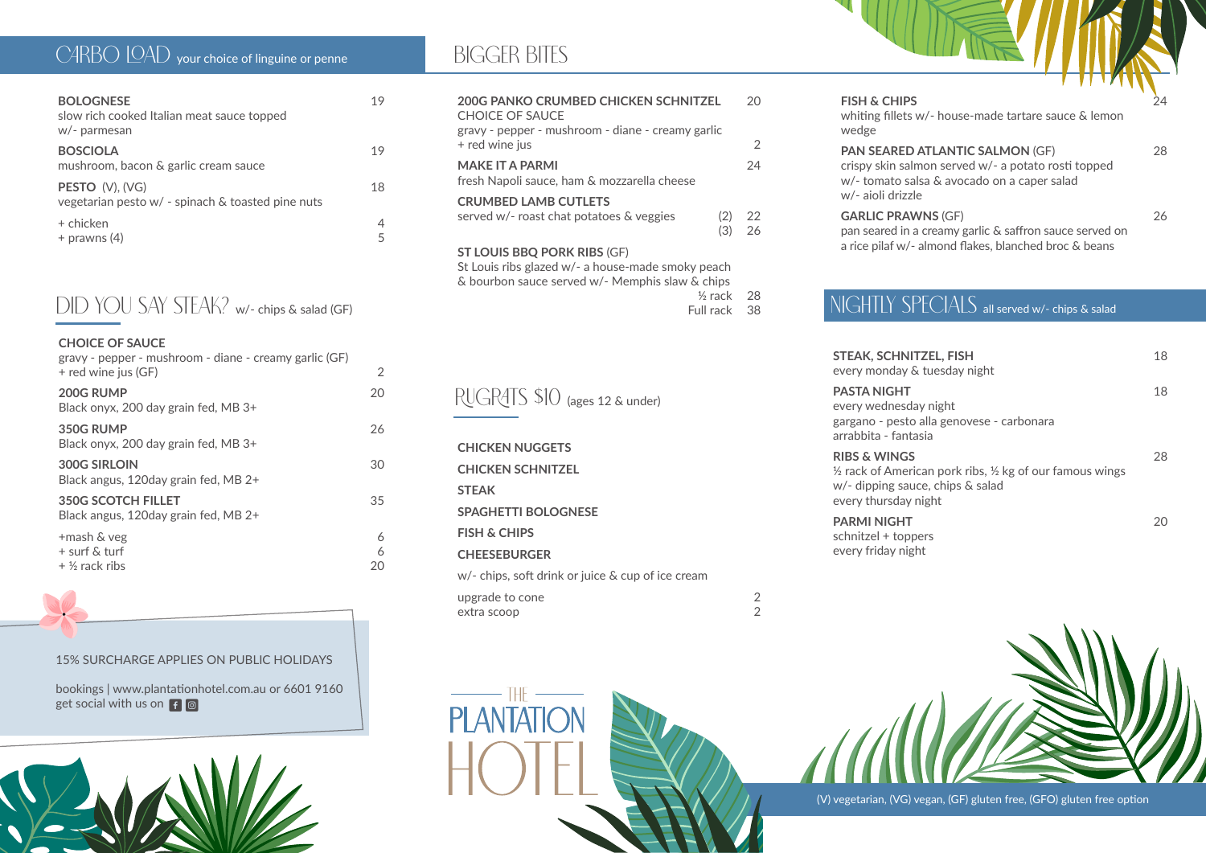## CARBO LOAD your choice of linguine or penne

**BOLOGNESE** 19
slow rich cooked Italian meat sauce topped w/- parmesan

**BOSCIOLA** 19
mushroom, bacon & garlic cream sauce

**PESTO** (V), (VG) 18
vegetarian pesto w/ - spinach & toasted pine nuts

+ chicken 4
+ prawns (4) 5

## DID YOU SAY STEAK? w/- chips & salad (GF)

**CHOICE OF SAUCE**
gravy - pepper - mushroom - diane - creamy garlic (GF) + red wine jus (GF) 2

**200G RUMP** 20
Black onyx, 200 day grain fed, MB 3+

**350G RUMP** 26
Black onyx, 200 day grain fed, MB 3+

**300G SIRLOIN** 30
Black angus, 120day grain fed, MB 2+

**350G SCOTCH FILLET** 35
Black angus, 120day grain fed, MB 2+

+mash & veg 6
+ surf & turf 6
+ ½ rack ribs 20

15% SURCHARGE APPLIES ON PUBLIC HOLIDAYS

bookings | www.plantationhotel.com.au or 6601 9160
get social with us on

## BIGGER BITES

**200G PANKO CRUMBED CHICKEN SCHNITZEL** 20
**CHOICE OF SAUCE**
gravy - pepper - mushroom - diane - creamy garlic + red wine jus 2

**MAKE IT A PARMI** 24
fresh Napoli sauce, ham & mozzarella cheese

**CRUMBED LAMB CUTLETS**
served w/- roast chat potatoes & veggies (2) 22 (3) 26

**ST LOUIS BBQ PORK RIBS** (GF)
St Louis ribs glazed w/- a house-made smoky peach & bourbon sauce served w/- Memphis slaw & chips
½ rack 28
Full rack 38

**FISH & CHIPS** 24
whiting fillets w/- house-made tartare sauce & lemon wedge

**PAN SEARED ATLANTIC SALMON** (GF) 28
crispy skin salmon served w/- a potato rosti topped w/- tomato salsa & avocado on a caper salad w/- aioli drizzle

**GARLIC PRAWNS** (GF) 26
pan seared in a creamy garlic & saffron sauce served on a rice pilaf w/- almond flakes, blanched broc & beans

## RUGRATS $10 (ages 12 & under)

**CHICKEN NUGGETS**
**CHICKEN SCHNITZEL**
**STEAK**
**SPAGHETTI BOLOGNESE**
**FISH & CHIPS**
**CHEESEBURGER**

w/- chips, soft drink or juice & cup of ice cream

upgrade to cone 2
extra scoop 2

## NIGHTLY SPECIALS all served w/- chips & salad

**STEAK, SCHNITZEL, FISH** 18
every monday & tuesday night

**PASTA NIGHT** 18
every wednesday night
gargano - pesto alla genovese - carbonara arrabbita - fantasia

**RIBS & WINGS** 28
½ rack of American pork ribs, ½ kg of our famous wings w/- dipping sauce, chips & salad
every thursday night

**PARMI NIGHT** 20
schnitzel + toppers
every friday night

THE PLANTATION HOTEL

(V) vegetarian, (VG) vegan, (GF) gluten free, (GFO) gluten free option